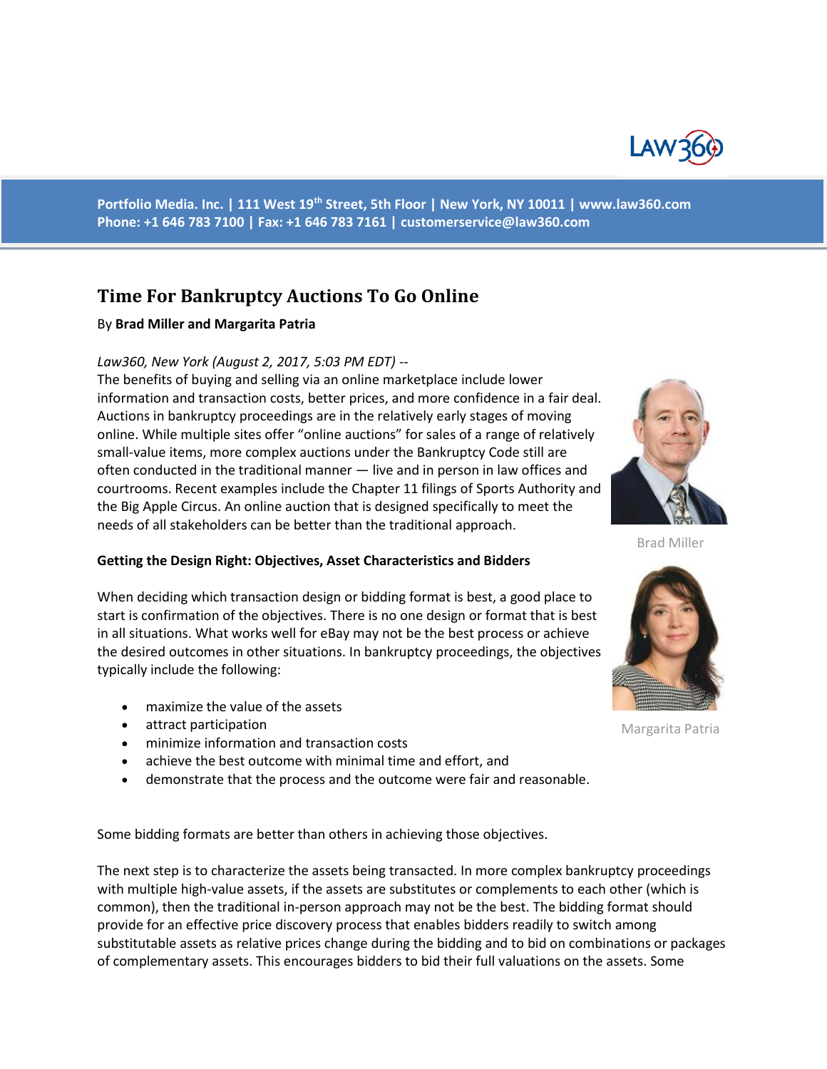Portfolio Media. Inc. | 111 West 19th Street, 5th Floor | New York, NY 10011 | www.law360.com
Phone: +1 646 783 7100 | Fax: +1 646 783 7161 | customerservice@law360.com

# Time For Bankruptcy Auctions To Go Online

By **Brad Miller and Margarita Patria**

*Law360, New York (August 2, 2017, 5:03 PM EDT) --*
The benefits of buying and selling via an online marketplace include lower information and transaction costs, better prices, and more confidence in a fair deal. Auctions in bankruptcy proceedings are in the relatively early stages of moving online. While multiple sites offer "online auctions" for sales of a range of relatively small-value items, more complex auctions under the Bankruptcy Code still are often conducted in the traditional manner — live and in person in law offices and courtrooms. Recent examples include the Chapter 11 filings of Sports Authority and the Big Apple Circus. An online auction that is designed specifically to meet the needs of all stakeholders can be better than the traditional approach.

Brad Miller

Margarita Patria

**Getting the Design Right: Objectives, Asset Characteristics and Bidders**

When deciding which transaction design or bidding format is best, a good place to start is confirmation of the objectives. There is no one design or format that is best in all situations. What works well for eBay may not be the best process or achieve the desired outcomes in other situations. In bankruptcy proceedings, the objectives typically include the following:

- maximize the value of the assets
- attract participation
- minimize information and transaction costs
- achieve the best outcome with minimal time and effort, and
- demonstrate that the process and the outcome were fair and reasonable.

Some bidding formats are better than others in achieving those objectives.

The next step is to characterize the assets being transacted. In more complex bankruptcy proceedings with multiple high-value assets, if the assets are substitutes or complements to each other (which is common), then the traditional in-person approach may not be the best. The bidding format should provide for an effective price discovery process that enables bidders readily to switch among substitutable assets as relative prices change during the bidding and to bid on combinations or packages of complementary assets. This encourages bidders to bid their full valuations on the assets. Some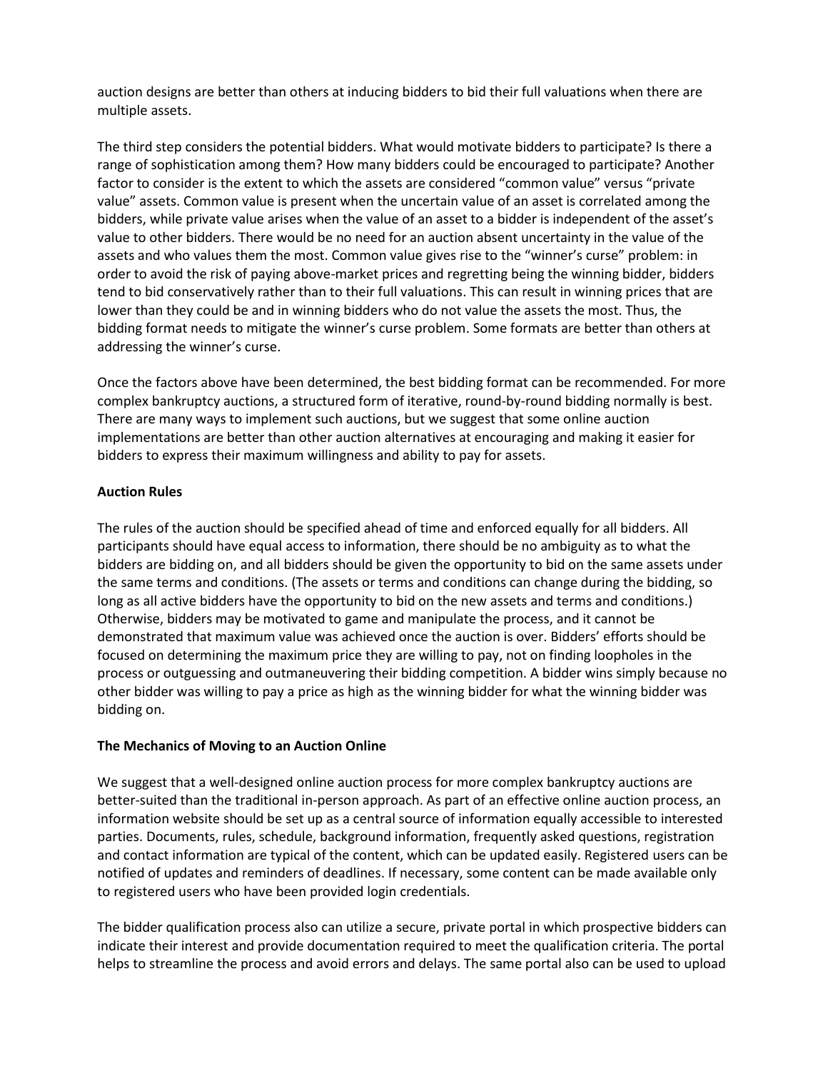auction designs are better than others at inducing bidders to bid their full valuations when there are multiple assets.

The third step considers the potential bidders. What would motivate bidders to participate? Is there a range of sophistication among them? How many bidders could be encouraged to participate? Another factor to consider is the extent to which the assets are considered "common value" versus "private value" assets. Common value is present when the uncertain value of an asset is correlated among the bidders, while private value arises when the value of an asset to a bidder is independent of the asset's value to other bidders. There would be no need for an auction absent uncertainty in the value of the assets and who values them the most. Common value gives rise to the "winner's curse" problem: in order to avoid the risk of paying above-market prices and regretting being the winning bidder, bidders tend to bid conservatively rather than to their full valuations. This can result in winning prices that are lower than they could be and in winning bidders who do not value the assets the most. Thus, the bidding format needs to mitigate the winner's curse problem. Some formats are better than others at addressing the winner's curse.

Once the factors above have been determined, the best bidding format can be recommended. For more complex bankruptcy auctions, a structured form of iterative, round-by-round bidding normally is best. There are many ways to implement such auctions, but we suggest that some online auction implementations are better than other auction alternatives at encouraging and making it easier for bidders to express their maximum willingness and ability to pay for assets.

**Auction Rules**

The rules of the auction should be specified ahead of time and enforced equally for all bidders. All participants should have equal access to information, there should be no ambiguity as to what the bidders are bidding on, and all bidders should be given the opportunity to bid on the same assets under the same terms and conditions. (The assets or terms and conditions can change during the bidding, so long as all active bidders have the opportunity to bid on the new assets and terms and conditions.) Otherwise, bidders may be motivated to game and manipulate the process, and it cannot be demonstrated that maximum value was achieved once the auction is over. Bidders' efforts should be focused on determining the maximum price they are willing to pay, not on finding loopholes in the process or outguessing and outmaneuvering their bidding competition. A bidder wins simply because no other bidder was willing to pay a price as high as the winning bidder for what the winning bidder was bidding on.

**The Mechanics of Moving to an Auction Online**

We suggest that a well-designed online auction process for more complex bankruptcy auctions are better-suited than the traditional in-person approach. As part of an effective online auction process, an information website should be set up as a central source of information equally accessible to interested parties. Documents, rules, schedule, background information, frequently asked questions, registration and contact information are typical of the content, which can be updated easily. Registered users can be notified of updates and reminders of deadlines. If necessary, some content can be made available only to registered users who have been provided login credentials.

The bidder qualification process also can utilize a secure, private portal in which prospective bidders can indicate their interest and provide documentation required to meet the qualification criteria. The portal helps to streamline the process and avoid errors and delays. The same portal also can be used to upload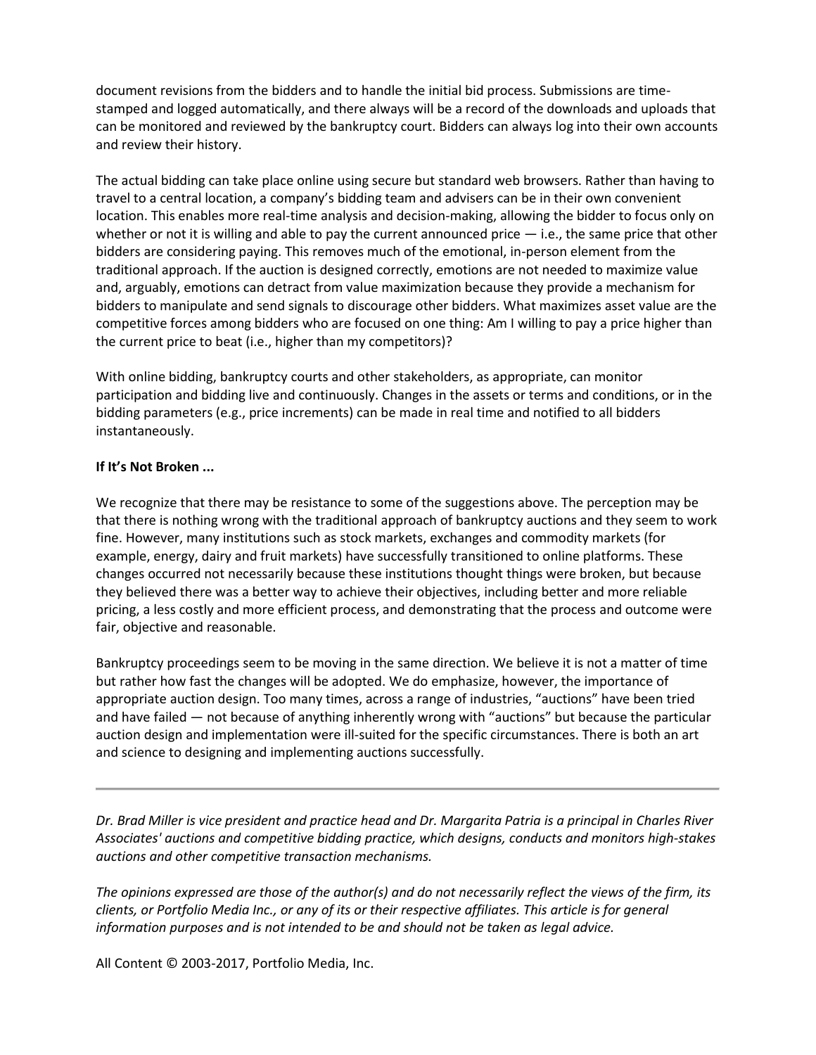document revisions from the bidders and to handle the initial bid process. Submissions are time-stamped and logged automatically, and there always will be a record of the downloads and uploads that can be monitored and reviewed by the bankruptcy court. Bidders can always log into their own accounts and review their history.

The actual bidding can take place online using secure but standard web browsers. Rather than having to travel to a central location, a company's bidding team and advisers can be in their own convenient location. This enables more real-time analysis and decision-making, allowing the bidder to focus only on whether or not it is willing and able to pay the current announced price — i.e., the same price that other bidders are considering paying. This removes much of the emotional, in-person element from the traditional approach. If the auction is designed correctly, emotions are not needed to maximize value and, arguably, emotions can detract from value maximization because they provide a mechanism for bidders to manipulate and send signals to discourage other bidders. What maximizes asset value are the competitive forces among bidders who are focused on one thing: Am I willing to pay a price higher than the current price to beat (i.e., higher than my competitors)?

With online bidding, bankruptcy courts and other stakeholders, as appropriate, can monitor participation and bidding live and continuously. Changes in the assets or terms and conditions, or in the bidding parameters (e.g., price increments) can be made in real time and notified to all bidders instantaneously.

**If It's Not Broken ...**

We recognize that there may be resistance to some of the suggestions above. The perception may be that there is nothing wrong with the traditional approach of bankruptcy auctions and they seem to work fine. However, many institutions such as stock markets, exchanges and commodity markets (for example, energy, dairy and fruit markets) have successfully transitioned to online platforms. These changes occurred not necessarily because these institutions thought things were broken, but because they believed there was a better way to achieve their objectives, including better and more reliable pricing, a less costly and more efficient process, and demonstrating that the process and outcome were fair, objective and reasonable.

Bankruptcy proceedings seem to be moving in the same direction. We believe it is not a matter of time but rather how fast the changes will be adopted. We do emphasize, however, the importance of appropriate auction design. Too many times, across a range of industries, "auctions" have been tried and have failed — not because of anything inherently wrong with "auctions" but because the particular auction design and implementation were ill-suited for the specific circumstances. There is both an art and science to designing and implementing auctions successfully.

---

*Dr. Brad Miller is vice president and practice head and Dr. Margarita Patria is a principal in Charles River Associates' auctions and competitive bidding practice, which designs, conducts and monitors high-stakes auctions and other competitive transaction mechanisms.*

*The opinions expressed are those of the author(s) and do not necessarily reflect the views of the firm, its clients, or Portfolio Media Inc., or any of its or their respective affiliates. This article is for general information purposes and is not intended to be and should not be taken as legal advice.*

All Content © 2003-2017, Portfolio Media, Inc.